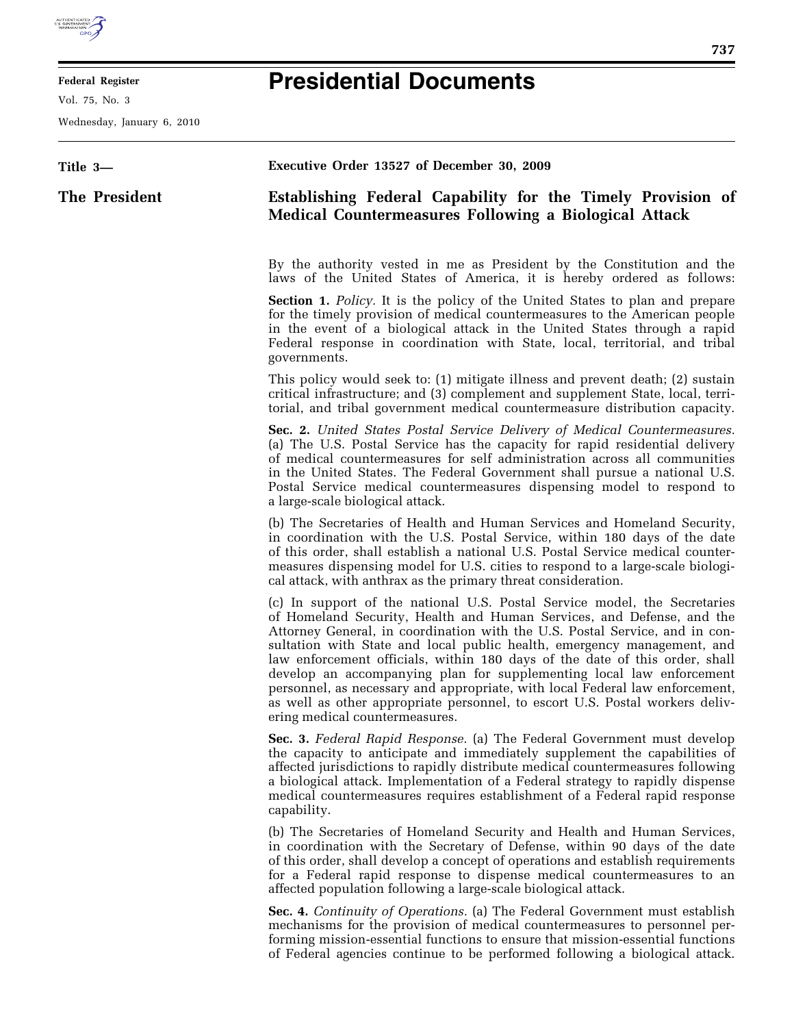# Presidential Documents

**Title 3—**

**The President**

**Executive Order 13527 of December 30, 2009**

## Establishing Federal Capability for the Timely Provision of Medical Countermeasures Following a Biological Attack

By the authority vested in me as President by the Constitution and the laws of the United States of America, it is hereby ordered as follows:

**Section 1.** *Policy.* It is the policy of the United States to plan and prepare for the timely provision of medical countermeasures to the American people in the event of a biological attack in the United States through a rapid Federal response in coordination with State, local, territorial, and tribal governments.

This policy would seek to: (1) mitigate illness and prevent death; (2) sustain critical infrastructure; and (3) complement and supplement State, local, territorial, and tribal government medical countermeasure distribution capacity.

**Sec. 2.** *United States Postal Service Delivery of Medical Countermeasures.* (a) The U.S. Postal Service has the capacity for rapid residential delivery of medical countermeasures for self administration across all communities in the United States. The Federal Government shall pursue a national U.S. Postal Service medical countermeasures dispensing model to respond to a large-scale biological attack.

(b) The Secretaries of Health and Human Services and Homeland Security, in coordination with the U.S. Postal Service, within 180 days of the date of this order, shall establish a national U.S. Postal Service medical countermeasures dispensing model for U.S. cities to respond to a large-scale biological attack, with anthrax as the primary threat consideration.

(c) In support of the national U.S. Postal Service model, the Secretaries of Homeland Security, Health and Human Services, and Defense, and the Attorney General, in coordination with the U.S. Postal Service, and in consultation with State and local public health, emergency management, and law enforcement officials, within 180 days of the date of this order, shall develop an accompanying plan for supplementing local law enforcement personnel, as necessary and appropriate, with local Federal law enforcement, as well as other appropriate personnel, to escort U.S. Postal workers delivering medical countermeasures.

**Sec. 3.** *Federal Rapid Response.* (a) The Federal Government must develop the capacity to anticipate and immediately supplement the capabilities of affected jurisdictions to rapidly distribute medical countermeasures following a biological attack. Implementation of a Federal strategy to rapidly dispense medical countermeasures requires establishment of a Federal rapid response capability.

(b) The Secretaries of Homeland Security and Health and Human Services, in coordination with the Secretary of Defense, within 90 days of the date of this order, shall develop a concept of operations and establish requirements for a Federal rapid response to dispense medical countermeasures to an affected population following a large-scale biological attack.

**Sec. 4.** *Continuity of Operations.* (a) The Federal Government must establish mechanisms for the provision of medical countermeasures to personnel performing mission-essential functions to ensure that mission-essential functions of Federal agencies continue to be performed following a biological attack.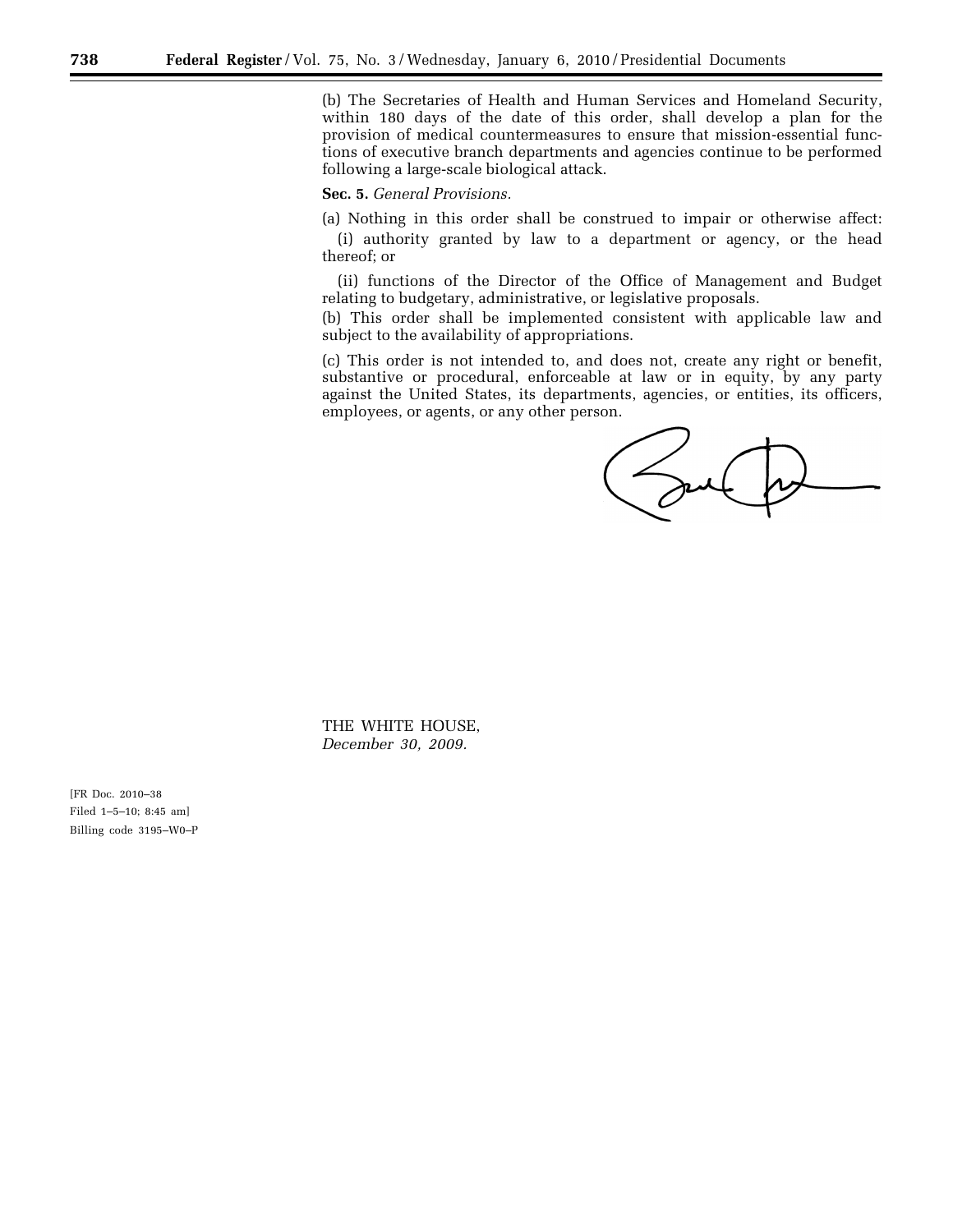(b) The Secretaries of Health and Human Services and Homeland Security, within 180 days of the date of this order, shall develop a plan for the provision of medical countermeasures to ensure that mission-essential functions of executive branch departments and agencies continue to be performed following a large-scale biological attack.

**Sec. 5.** *General Provisions.*

(a) Nothing in this order shall be construed to impair or otherwise affect:

(i) authority granted by law to a department or agency, or the head thereof; or

(ii) functions of the Director of the Office of Management and Budget relating to budgetary, administrative, or legislative proposals.

(b) This order shall be implemented consistent with applicable law and subject to the availability of appropriations.

(c) This order is not intended to, and does not, create any right or benefit, substantive or procedural, enforceable at law or in equity, by any party against the United States, its departments, agencies, or entities, its officers, employees, or agents, or any other person.

THE WHITE HOUSE,
*December 30, 2009.*

[FR Doc. 2010–38
Filed 1–5–10; 8:45 am]
Billing code 3195–W0–P